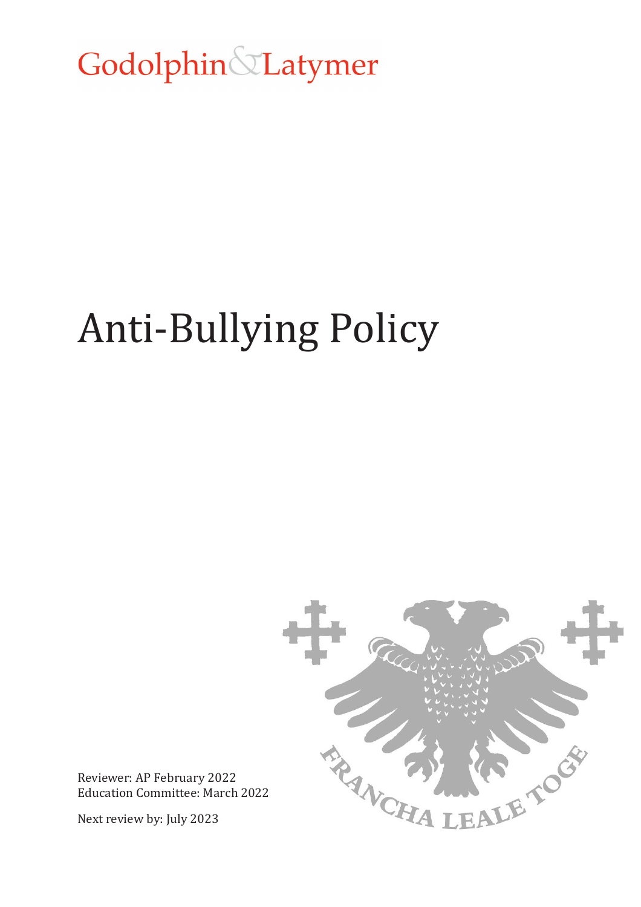Godolphin & Latymer

# Anti-Bullying Policy

Reviewer: AP February 2022
Education Committee: March 2022

Next review by: July 2023

FRANCHA LEALE TOGE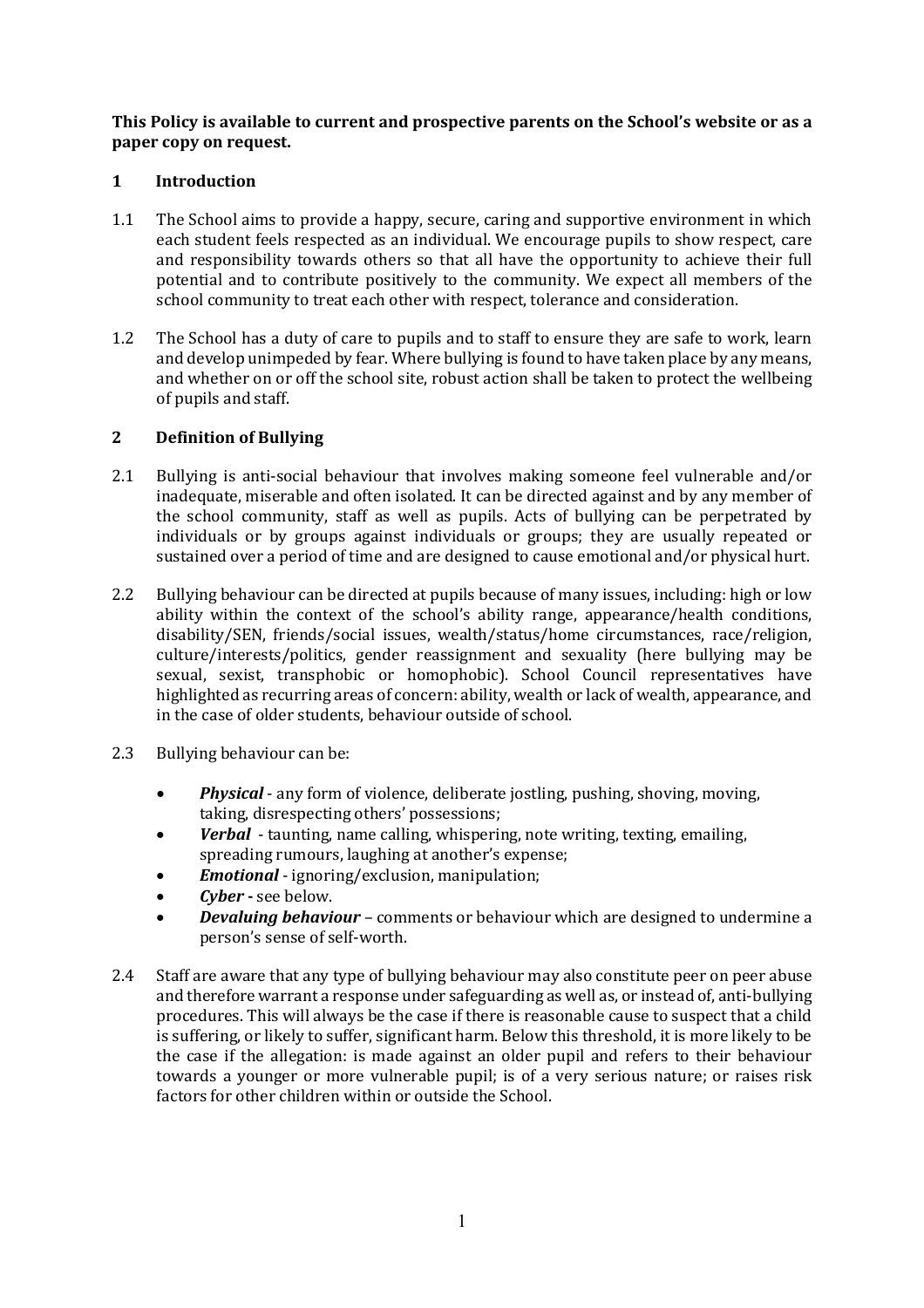**This Policy is available to current and prospective parents on the School's website or as a paper copy on request.**

## 1 Introduction

1.1 The School aims to provide a happy, secure, caring and supportive environment in which each student feels respected as an individual. We encourage pupils to show respect, care and responsibility towards others so that all have the opportunity to achieve their full potential and to contribute positively to the community. We expect all members of the school community to treat each other with respect, tolerance and consideration.

1.2 The School has a duty of care to pupils and to staff to ensure they are safe to work, learn and develop unimpeded by fear. Where bullying is found to have taken place by any means, and whether on or off the school site, robust action shall be taken to protect the wellbeing of pupils and staff.

## 2 Definition of Bullying

2.1 Bullying is anti-social behaviour that involves making someone feel vulnerable and/or inadequate, miserable and often isolated. It can be directed against and by any member of the school community, staff as well as pupils. Acts of bullying can be perpetrated by individuals or by groups against individuals or groups; they are usually repeated or sustained over a period of time and are designed to cause emotional and/or physical hurt.

2.2 Bullying behaviour can be directed at pupils because of many issues, including: high or low ability within the context of the school's ability range, appearance/health conditions, disability/SEN, friends/social issues, wealth/status/home circumstances, race/religion, culture/interests/politics, gender reassignment and sexuality (here bullying may be sexual, sexist, transphobic or homophobic). School Council representatives have highlighted as recurring areas of concern: ability, wealth or lack of wealth, appearance, and in the case of older students, behaviour outside of school.

2.3 Bullying behaviour can be:

- ***Physical*** - any form of violence, deliberate jostling, pushing, shoving, moving, taking, disrespecting others' possessions;
- ***Verbal*** - taunting, name calling, whispering, note writing, texting, emailing, spreading rumours, laughing at another's expense;
- ***Emotional*** - ignoring/exclusion, manipulation;
- ***Cyber*** **-** see below.
- ***Devaluing behaviour*** – comments or behaviour which are designed to undermine a person's sense of self-worth.

2.4 Staff are aware that any type of bullying behaviour may also constitute peer on peer abuse and therefore warrant a response under safeguarding as well as, or instead of, anti-bullying procedures. This will always be the case if there is reasonable cause to suspect that a child is suffering, or likely to suffer, significant harm. Below this threshold, it is more likely to be the case if the allegation: is made against an older pupil and refers to their behaviour towards a younger or more vulnerable pupil; is of a very serious nature; or raises risk factors for other children within or outside the School.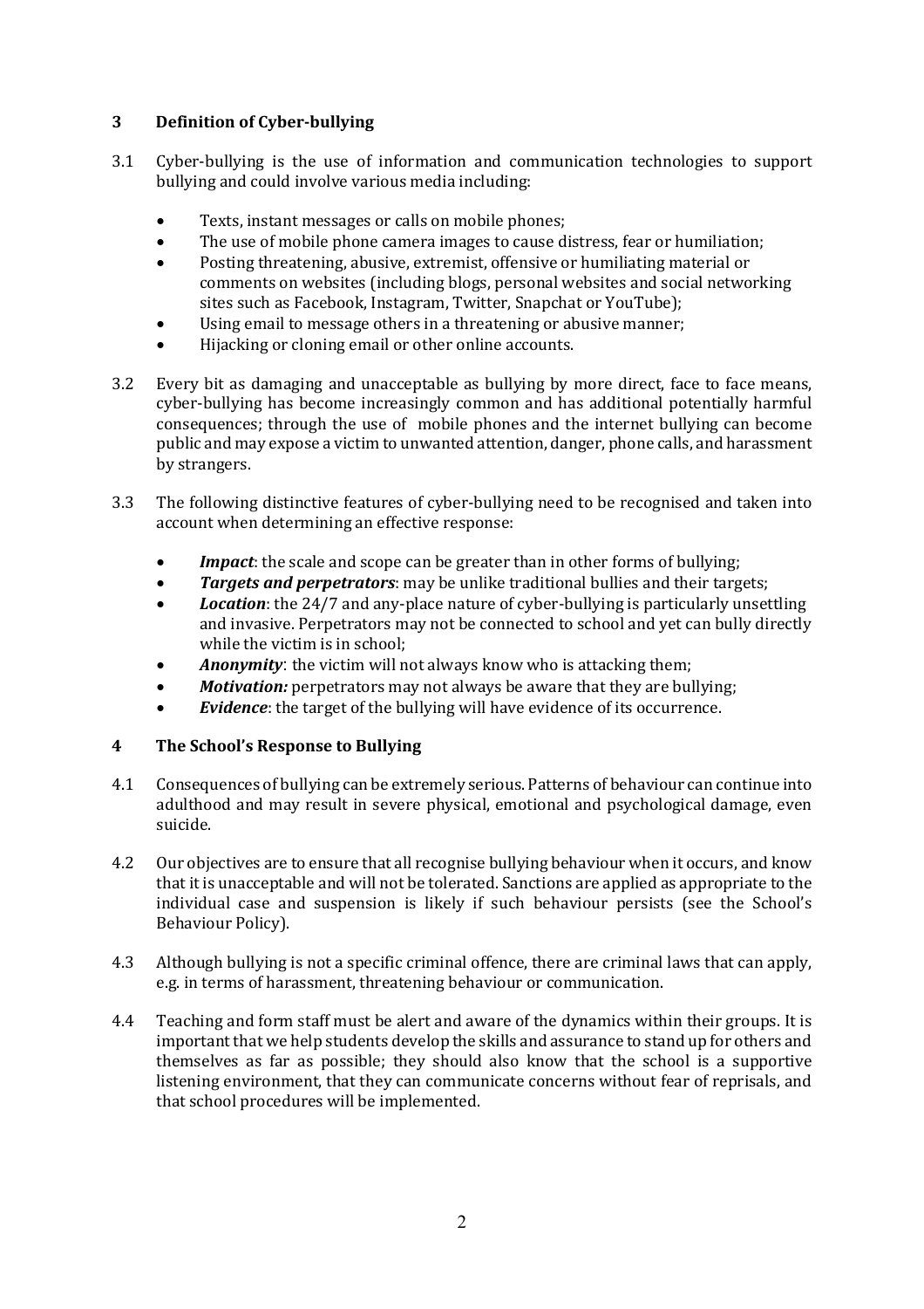## 3 Definition of Cyber-bullying

3.1 Cyber-bullying is the use of information and communication technologies to support bullying and could involve various media including:

- Texts, instant messages or calls on mobile phones;
- The use of mobile phone camera images to cause distress, fear or humiliation;
- Posting threatening, abusive, extremist, offensive or humiliating material or comments on websites (including blogs, personal websites and social networking sites such as Facebook, Instagram, Twitter, Snapchat or YouTube);
- Using email to message others in a threatening or abusive manner;
- Hijacking or cloning email or other online accounts.

3.2 Every bit as damaging and unacceptable as bullying by more direct, face to face means, cyber-bullying has become increasingly common and has additional potentially harmful consequences; through the use of mobile phones and the internet bullying can become public and may expose a victim to unwanted attention, danger, phone calls, and harassment by strangers.

3.3 The following distinctive features of cyber-bullying need to be recognised and taken into account when determining an effective response:

- ***Impact***: the scale and scope can be greater than in other forms of bullying;
- ***Targets and perpetrators***: may be unlike traditional bullies and their targets;
- ***Location***: the 24/7 and any-place nature of cyber-bullying is particularly unsettling and invasive. Perpetrators may not be connected to school and yet can bully directly while the victim is in school;
- ***Anonymity***: the victim will not always know who is attacking them;
- ***Motivation:*** perpetrators may not always be aware that they are bullying;
- ***Evidence***: the target of the bullying will have evidence of its occurrence.

## 4 The School's Response to Bullying

4.1 Consequences of bullying can be extremely serious. Patterns of behaviour can continue into adulthood and may result in severe physical, emotional and psychological damage, even suicide.

4.2 Our objectives are to ensure that all recognise bullying behaviour when it occurs, and know that it is unacceptable and will not be tolerated. Sanctions are applied as appropriate to the individual case and suspension is likely if such behaviour persists (see the School's Behaviour Policy).

4.3 Although bullying is not a specific criminal offence, there are criminal laws that can apply, e.g. in terms of harassment, threatening behaviour or communication.

4.4 Teaching and form staff must be alert and aware of the dynamics within their groups. It is important that we help students develop the skills and assurance to stand up for others and themselves as far as possible; they should also know that the school is a supportive listening environment, that they can communicate concerns without fear of reprisals, and that school procedures will be implemented.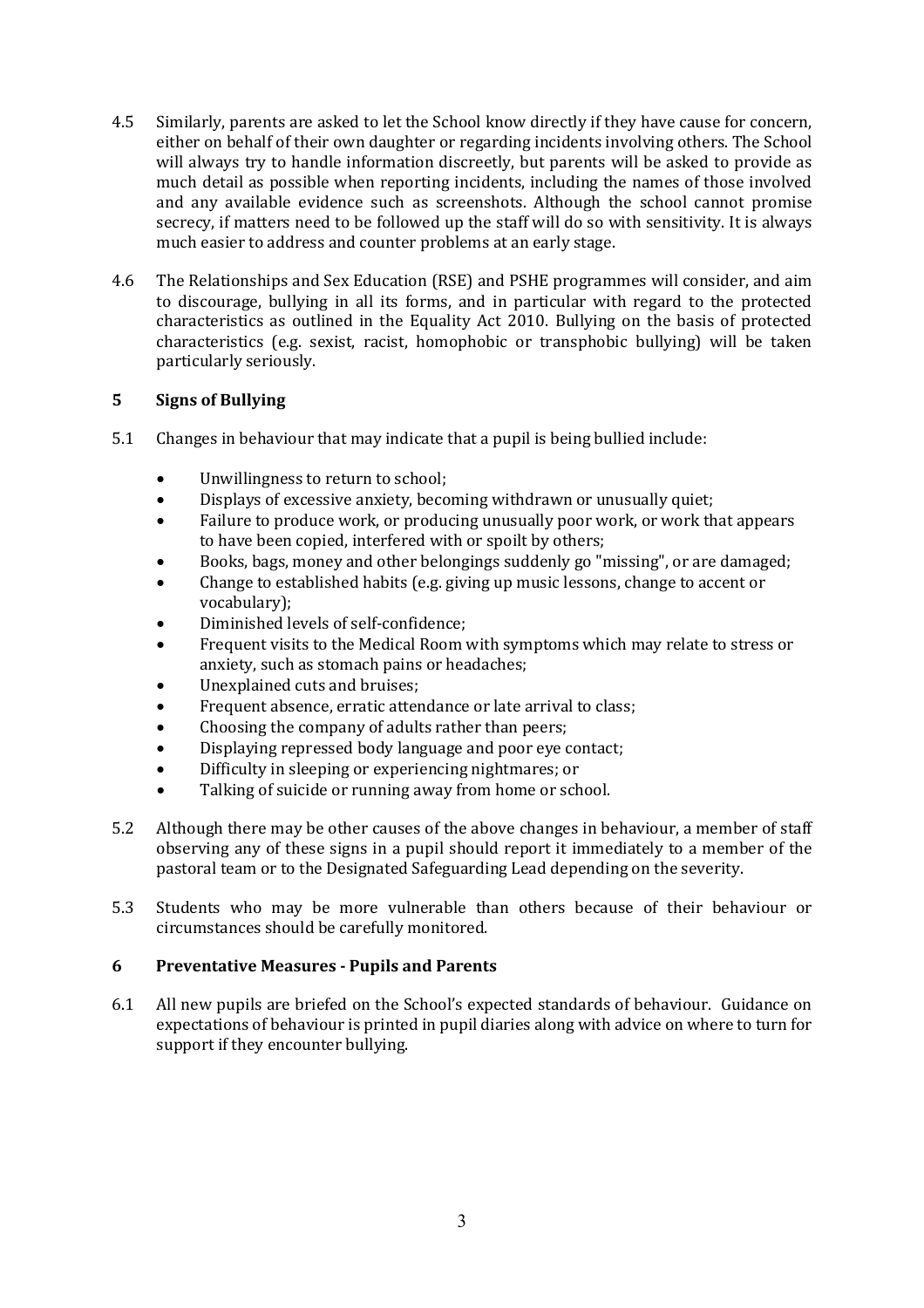4.5 Similarly, parents are asked to let the School know directly if they have cause for concern, either on behalf of their own daughter or regarding incidents involving others. The School will always try to handle information discreetly, but parents will be asked to provide as much detail as possible when reporting incidents, including the names of those involved and any available evidence such as screenshots. Although the school cannot promise secrecy, if matters need to be followed up the staff will do so with sensitivity. It is always much easier to address and counter problems at an early stage.

4.6 The Relationships and Sex Education (RSE) and PSHE programmes will consider, and aim to discourage, bullying in all its forms, and in particular with regard to the protected characteristics as outlined in the Equality Act 2010. Bullying on the basis of protected characteristics (e.g. sexist, racist, homophobic or transphobic bullying) will be taken particularly seriously.

## 5 Signs of Bullying

5.1 Changes in behaviour that may indicate that a pupil is being bullied include:

- Unwillingness to return to school;
- Displays of excessive anxiety, becoming withdrawn or unusually quiet;
- Failure to produce work, or producing unusually poor work, or work that appears to have been copied, interfered with or spoilt by others;
- Books, bags, money and other belongings suddenly go "missing", or are damaged;
- Change to established habits (e.g. giving up music lessons, change to accent or vocabulary);
- Diminished levels of self-confidence;
- Frequent visits to the Medical Room with symptoms which may relate to stress or anxiety, such as stomach pains or headaches;
- Unexplained cuts and bruises;
- Frequent absence, erratic attendance or late arrival to class;
- Choosing the company of adults rather than peers;
- Displaying repressed body language and poor eye contact;
- Difficulty in sleeping or experiencing nightmares; or
- Talking of suicide or running away from home or school.

5.2 Although there may be other causes of the above changes in behaviour, a member of staff observing any of these signs in a pupil should report it immediately to a member of the pastoral team or to the Designated Safeguarding Lead depending on the severity.

5.3 Students who may be more vulnerable than others because of their behaviour or circumstances should be carefully monitored.

## 6 Preventative Measures - Pupils and Parents

6.1 All new pupils are briefed on the School's expected standards of behaviour. Guidance on expectations of behaviour is printed in pupil diaries along with advice on where to turn for support if they encounter bullying.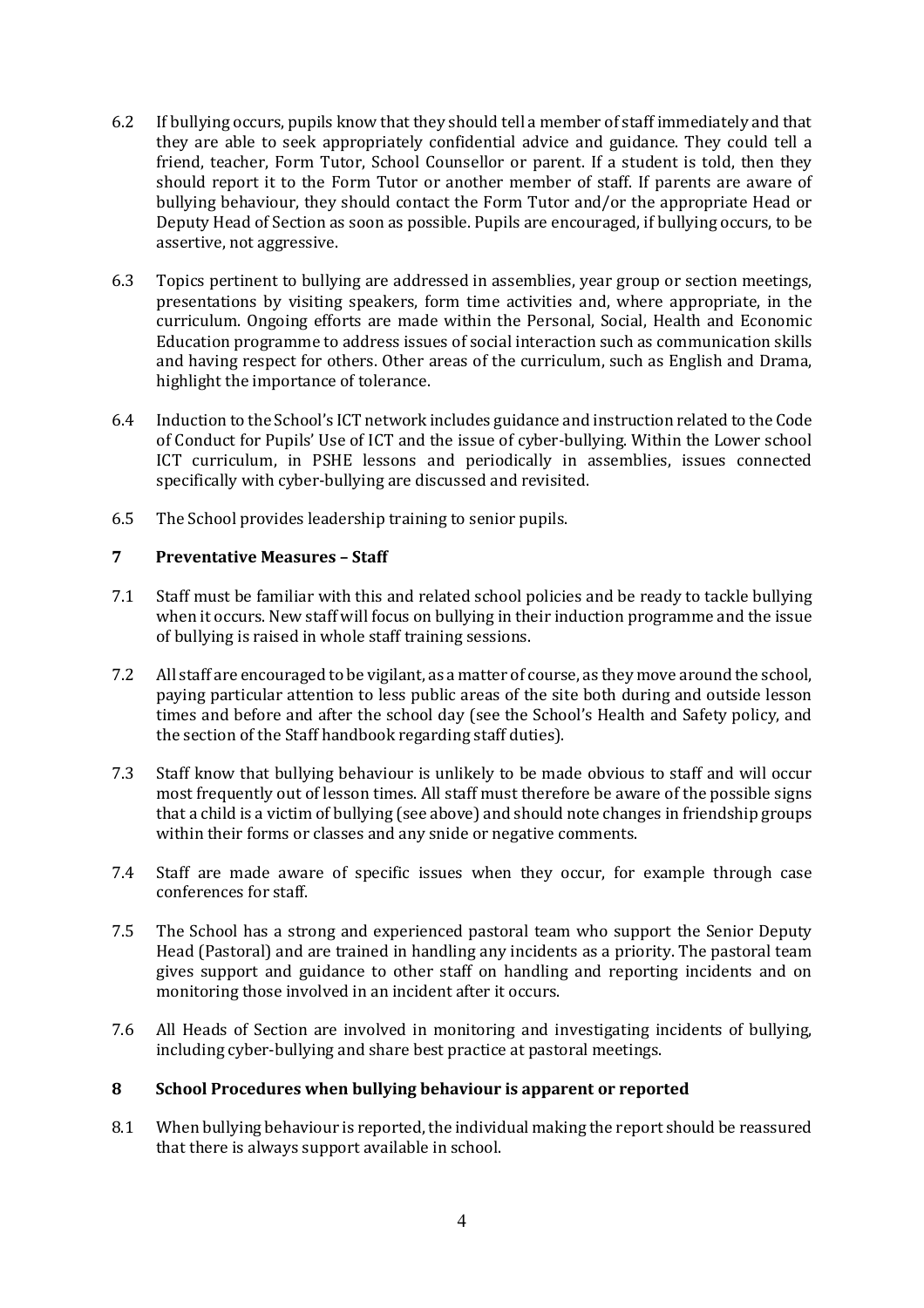6.2 If bullying occurs, pupils know that they should tell a member of staff immediately and that they are able to seek appropriately confidential advice and guidance. They could tell a friend, teacher, Form Tutor, School Counsellor or parent. If a student is told, then they should report it to the Form Tutor or another member of staff. If parents are aware of bullying behaviour, they should contact the Form Tutor and/or the appropriate Head or Deputy Head of Section as soon as possible. Pupils are encouraged, if bullying occurs, to be assertive, not aggressive.

6.3 Topics pertinent to bullying are addressed in assemblies, year group or section meetings, presentations by visiting speakers, form time activities and, where appropriate, in the curriculum. Ongoing efforts are made within the Personal, Social, Health and Economic Education programme to address issues of social interaction such as communication skills and having respect for others. Other areas of the curriculum, such as English and Drama, highlight the importance of tolerance.

6.4 Induction to the School's ICT network includes guidance and instruction related to the Code of Conduct for Pupils' Use of ICT and the issue of cyber-bullying. Within the Lower school ICT curriculum, in PSHE lessons and periodically in assemblies, issues connected specifically with cyber-bullying are discussed and revisited.

6.5 The School provides leadership training to senior pupils.

## 7 Preventative Measures – Staff

7.1 Staff must be familiar with this and related school policies and be ready to tackle bullying when it occurs. New staff will focus on bullying in their induction programme and the issue of bullying is raised in whole staff training sessions.

7.2 All staff are encouraged to be vigilant, as a matter of course, as they move around the school, paying particular attention to less public areas of the site both during and outside lesson times and before and after the school day (see the School's Health and Safety policy, and the section of the Staff handbook regarding staff duties).

7.3 Staff know that bullying behaviour is unlikely to be made obvious to staff and will occur most frequently out of lesson times. All staff must therefore be aware of the possible signs that a child is a victim of bullying (see above) and should note changes in friendship groups within their forms or classes and any snide or negative comments.

7.4 Staff are made aware of specific issues when they occur, for example through case conferences for staff.

7.5 The School has a strong and experienced pastoral team who support the Senior Deputy Head (Pastoral) and are trained in handling any incidents as a priority. The pastoral team gives support and guidance to other staff on handling and reporting incidents and on monitoring those involved in an incident after it occurs.

7.6 All Heads of Section are involved in monitoring and investigating incidents of bullying, including cyber-bullying and share best practice at pastoral meetings.

## 8 School Procedures when bullying behaviour is apparent or reported

8.1 When bullying behaviour is reported, the individual making the report should be reassured that there is always support available in school.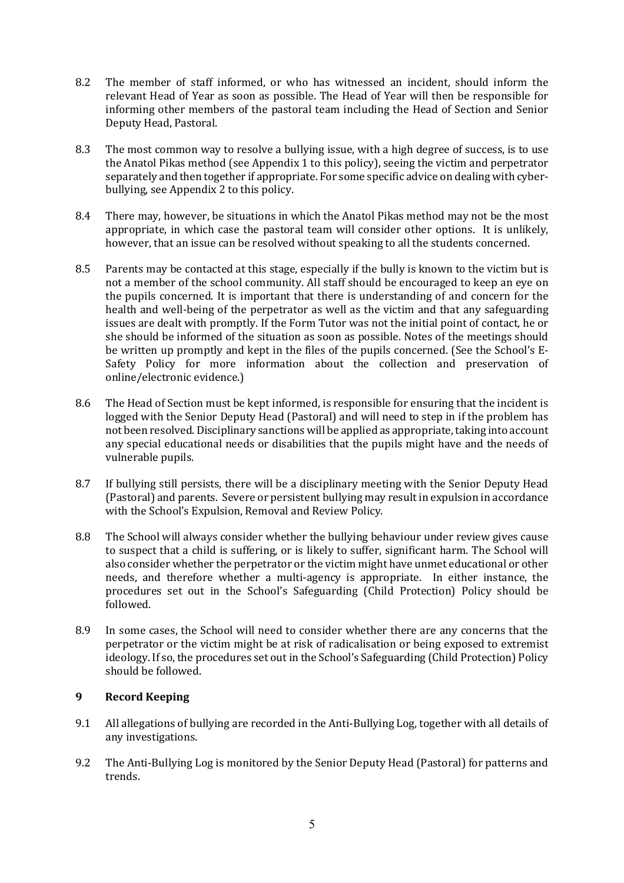8.2 The member of staff informed, or who has witnessed an incident, should inform the relevant Head of Year as soon as possible. The Head of Year will then be responsible for informing other members of the pastoral team including the Head of Section and Senior Deputy Head, Pastoral.

8.3 The most common way to resolve a bullying issue, with a high degree of success, is to use the Anatol Pikas method (see Appendix 1 to this policy), seeing the victim and perpetrator separately and then together if appropriate. For some specific advice on dealing with cyber-bullying, see Appendix 2 to this policy.

8.4 There may, however, be situations in which the Anatol Pikas method may not be the most appropriate, in which case the pastoral team will consider other options. It is unlikely, however, that an issue can be resolved without speaking to all the students concerned.

8.5 Parents may be contacted at this stage, especially if the bully is known to the victim but is not a member of the school community. All staff should be encouraged to keep an eye on the pupils concerned. It is important that there is understanding of and concern for the health and well-being of the perpetrator as well as the victim and that any safeguarding issues are dealt with promptly. If the Form Tutor was not the initial point of contact, he or she should be informed of the situation as soon as possible. Notes of the meetings should be written up promptly and kept in the files of the pupils concerned. (See the School's E-Safety Policy for more information about the collection and preservation of online/electronic evidence.)

8.6 The Head of Section must be kept informed, is responsible for ensuring that the incident is logged with the Senior Deputy Head (Pastoral) and will need to step in if the problem has not been resolved. Disciplinary sanctions will be applied as appropriate, taking into account any special educational needs or disabilities that the pupils might have and the needs of vulnerable pupils.

8.7 If bullying still persists, there will be a disciplinary meeting with the Senior Deputy Head (Pastoral) and parents. Severe or persistent bullying may result in expulsion in accordance with the School's Expulsion, Removal and Review Policy.

8.8 The School will always consider whether the bullying behaviour under review gives cause to suspect that a child is suffering, or is likely to suffer, significant harm. The School will also consider whether the perpetrator or the victim might have unmet educational or other needs, and therefore whether a multi-agency is appropriate. In either instance, the procedures set out in the School's Safeguarding (Child Protection) Policy should be followed.

8.9 In some cases, the School will need to consider whether there are any concerns that the perpetrator or the victim might be at risk of radicalisation or being exposed to extremist ideology. If so, the procedures set out in the School's Safeguarding (Child Protection) Policy should be followed.

## 9 Record Keeping

9.1 All allegations of bullying are recorded in the Anti-Bullying Log, together with all details of any investigations.

9.2 The Anti-Bullying Log is monitored by the Senior Deputy Head (Pastoral) for patterns and trends.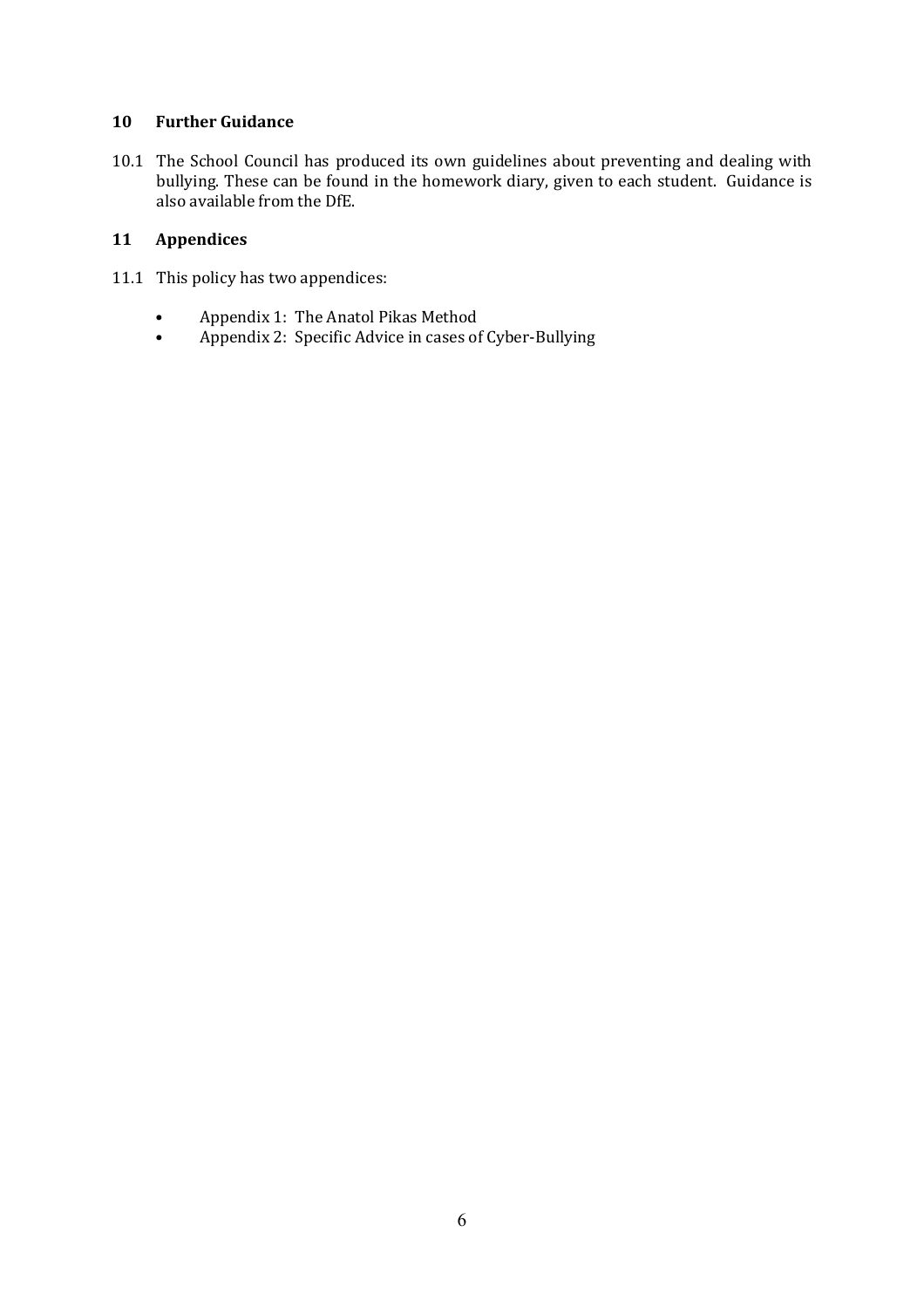## 10 Further Guidance

10.1 The School Council has produced its own guidelines about preventing and dealing with bullying. These can be found in the homework diary, given to each student. Guidance is also available from the DfE.

## 11 Appendices

11.1 This policy has two appendices:

- Appendix 1: The Anatol Pikas Method
- Appendix 2: Specific Advice in cases of Cyber-Bullying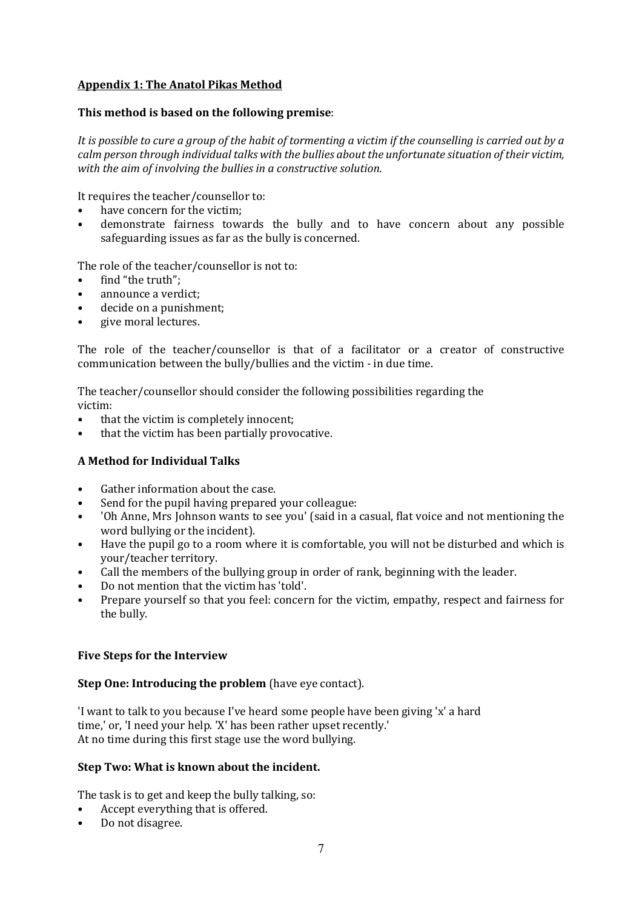## **Appendix 1: The Anatol Pikas Method**

**This method is based on the following premise**:

*It is possible to cure a group of the habit of tormenting a victim if the counselling is carried out by a calm person through individual talks with the bullies about the unfortunate situation of their victim, with the aim of involving the bullies in a constructive solution.*

It requires the teacher/counsellor to:

- have concern for the victim;
- demonstrate fairness towards the bully and to have concern about any possible safeguarding issues as far as the bully is concerned.

The role of the teacher/counsellor is not to:

- find "the truth";
- announce a verdict;
- decide on a punishment;
- give moral lectures.

The role of the teacher/counsellor is that of a facilitator or a creator of constructive communication between the bully/bullies and the victim - in due time.

The teacher/counsellor should consider the following possibilities regarding the victim:

- that the victim is completely innocent;
- that the victim has been partially provocative.

### **A Method for Individual Talks**

- Gather information about the case.
- Send for the pupil having prepared your colleague:
- 'Oh Anne, Mrs Johnson wants to see you' (said in a casual, flat voice and not mentioning the word bullying or the incident).
- Have the pupil go to a room where it is comfortable, you will not be disturbed and which is your/teacher territory.
- Call the members of the bullying group in order of rank, beginning with the leader.
- Do not mention that the victim has 'told'.
- Prepare yourself so that you feel: concern for the victim, empathy, respect and fairness for the bully.

### **Five Steps for the Interview**

**Step One: Introducing the problem** (have eye contact).

'I want to talk to you because I've heard some people have been giving 'x' a hard time,' or, 'I need your help. 'X' has been rather upset recently.'
At no time during this first stage use the word bullying.

**Step Two: What is known about the incident.**

The task is to get and keep the bully talking, so:

- Accept everything that is offered.
- Do not disagree.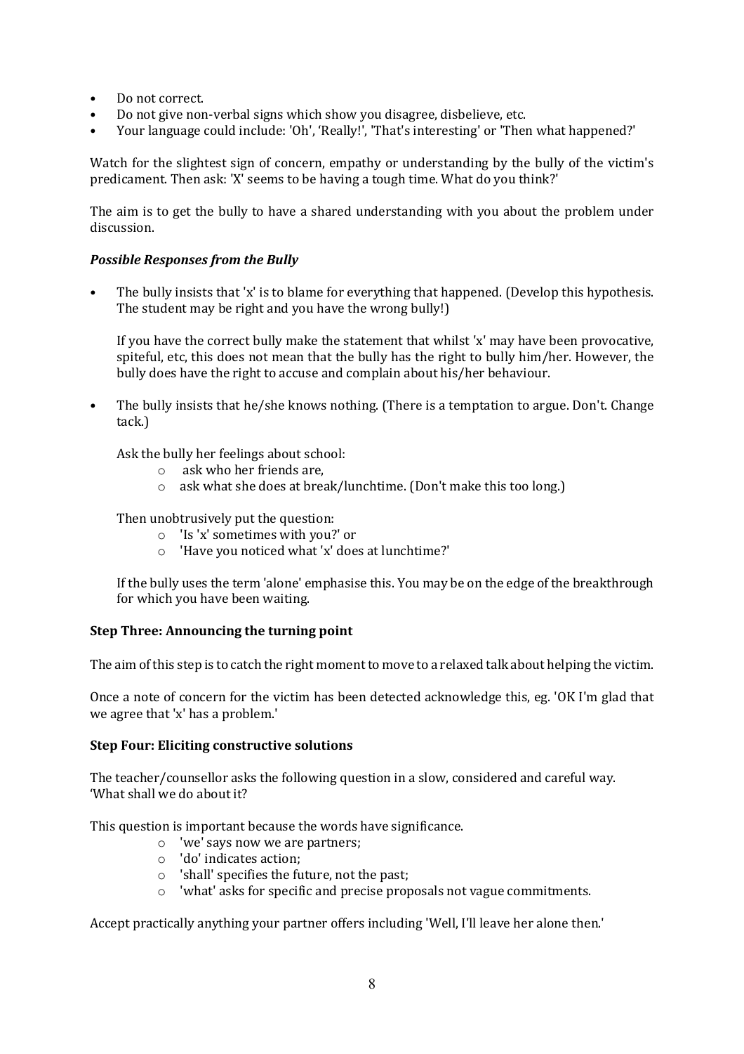- Do not correct.
- Do not give non-verbal signs which show you disagree, disbelieve, etc.
- Your language could include: 'Oh', 'Really!', 'That's interesting' or 'Then what happened?'

Watch for the slightest sign of concern, empathy or understanding by the bully of the victim's predicament. Then ask: 'X' seems to be having a tough time. What do you think?'

The aim is to get the bully to have a shared understanding with you about the problem under discussion.

***Possible Responses from the Bully***

- The bully insists that 'x' is to blame for everything that happened. (Develop this hypothesis. The student may be right and you have the wrong bully!)

  If you have the correct bully make the statement that whilst 'x' may have been provocative, spiteful, etc, this does not mean that the bully has the right to bully him/her. However, the bully does have the right to accuse and complain about his/her behaviour.

- The bully insists that he/she knows nothing. (There is a temptation to argue. Don't. Change tack.)

  Ask the bully her feelings about school:
    - ask who her friends are,
    - ask what she does at break/lunchtime. (Don't make this too long.)

  Then unobtrusively put the question:
    - 'Is 'x' sometimes with you?' or
    - 'Have you noticed what 'x' does at lunchtime?'

  If the bully uses the term 'alone' emphasise this. You may be on the edge of the breakthrough for which you have been waiting.

**Step Three: Announcing the turning point**

The aim of this step is to catch the right moment to move to a relaxed talk about helping the victim.

Once a note of concern for the victim has been detected acknowledge this, eg. 'OK I'm glad that we agree that 'x' has a problem.'

**Step Four: Eliciting constructive solutions**

The teacher/counsellor asks the following question in a slow, considered and careful way. 'What shall we do about it?

This question is important because the words have significance.

- 'we' says now we are partners;
- 'do' indicates action;
- 'shall' specifies the future, not the past;
- 'what' asks for specific and precise proposals not vague commitments.

Accept practically anything your partner offers including 'Well, I'll leave her alone then.'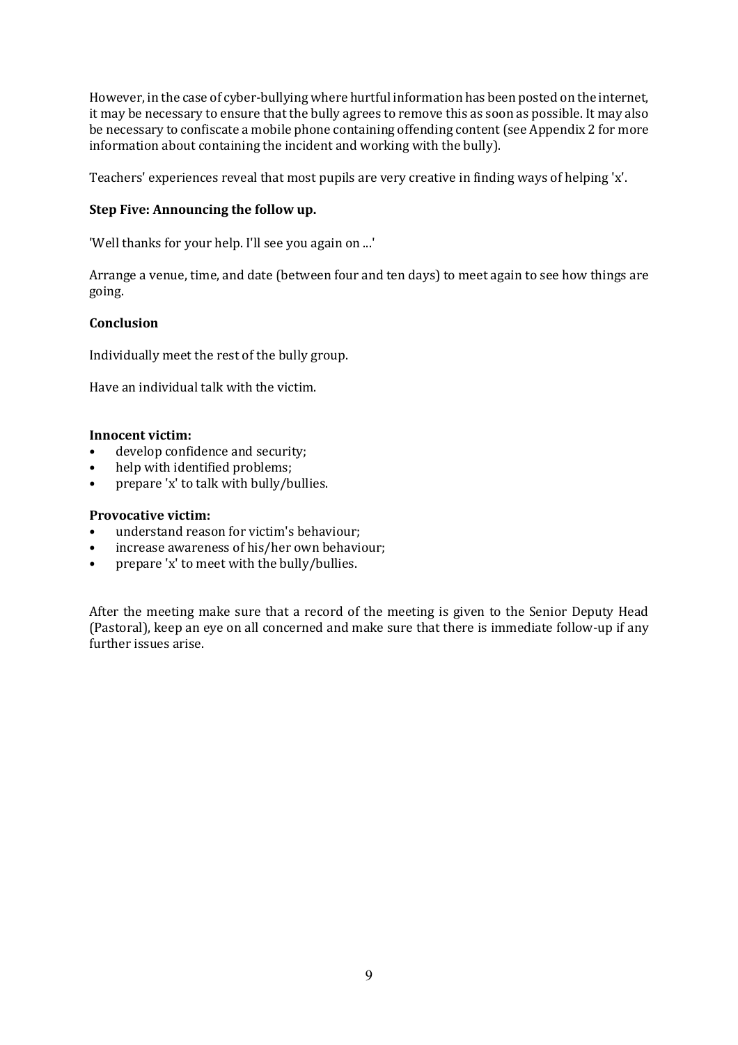However, in the case of cyber-bullying where hurtful information has been posted on the internet, it may be necessary to ensure that the bully agrees to remove this as soon as possible. It may also be necessary to confiscate a mobile phone containing offending content (see Appendix 2 for more information about containing the incident and working with the bully).

Teachers' experiences reveal that most pupils are very creative in finding ways of helping 'x'.

**Step Five: Announcing the follow up.**

'Well thanks for your help. I'll see you again on ...'

Arrange a venue, time, and date (between four and ten days) to meet again to see how things are going.

**Conclusion**

Individually meet the rest of the bully group.

Have an individual talk with the victim.

**Innocent victim:**

- develop confidence and security;
- help with identified problems;
- prepare 'x' to talk with bully/bullies.

**Provocative victim:**

- understand reason for victim's behaviour;
- increase awareness of his/her own behaviour;
- prepare 'x' to meet with the bully/bullies.

After the meeting make sure that a record of the meeting is given to the Senior Deputy Head (Pastoral), keep an eye on all concerned and make sure that there is immediate follow-up if any further issues arise.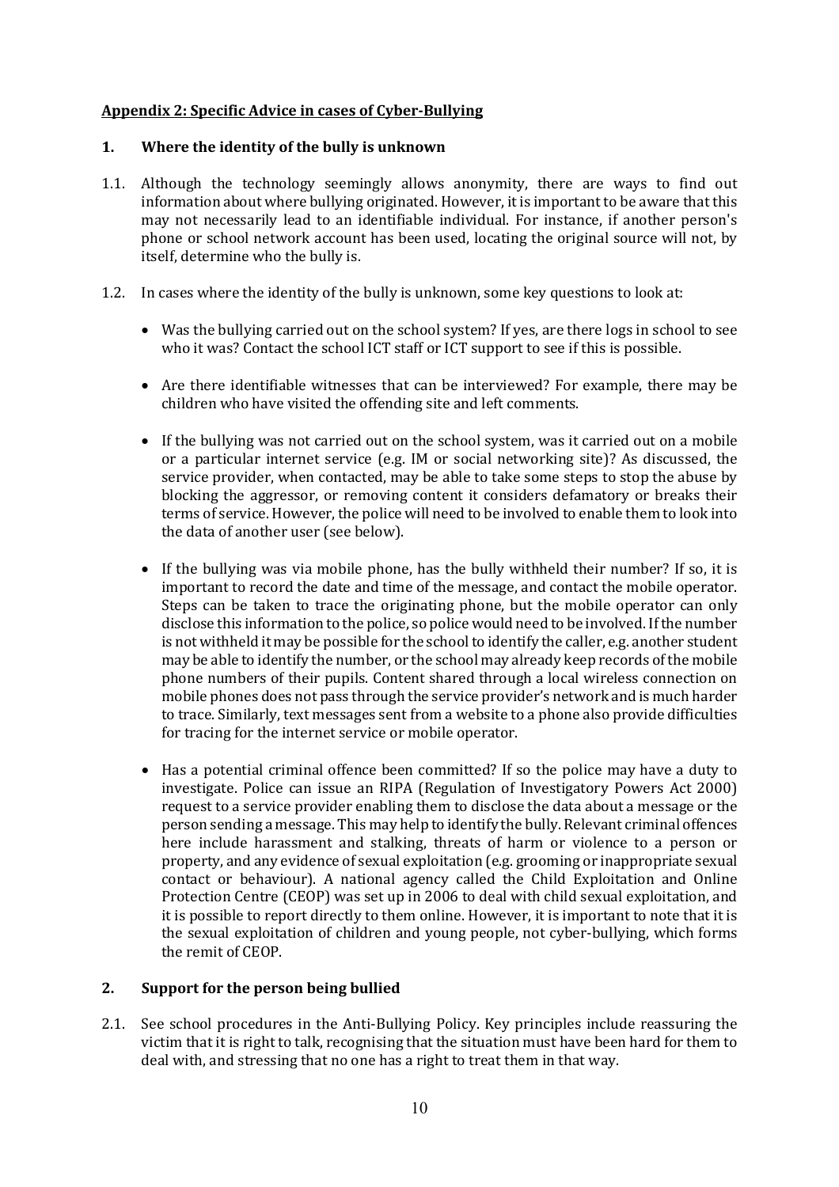## Appendix 2: Specific Advice in cases of Cyber-Bullying

### 1. Where the identity of the bully is unknown

1.1. Although the technology seemingly allows anonymity, there are ways to find out information about where bullying originated. However, it is important to be aware that this may not necessarily lead to an identifiable individual. For instance, if another person's phone or school network account has been used, locating the original source will not, by itself, determine who the bully is.

1.2. In cases where the identity of the bully is unknown, some key questions to look at:

- Was the bullying carried out on the school system? If yes, are there logs in school to see who it was? Contact the school ICT staff or ICT support to see if this is possible.

- Are there identifiable witnesses that can be interviewed? For example, there may be children who have visited the offending site and left comments.

- If the bullying was not carried out on the school system, was it carried out on a mobile or a particular internet service (e.g. IM or social networking site)? As discussed, the service provider, when contacted, may be able to take some steps to stop the abuse by blocking the aggressor, or removing content it considers defamatory or breaks their terms of service. However, the police will need to be involved to enable them to look into the data of another user (see below).

- If the bullying was via mobile phone, has the bully withheld their number? If so, it is important to record the date and time of the message, and contact the mobile operator. Steps can be taken to trace the originating phone, but the mobile operator can only disclose this information to the police, so police would need to be involved. If the number is not withheld it may be possible for the school to identify the caller, e.g. another student may be able to identify the number, or the school may already keep records of the mobile phone numbers of their pupils. Content shared through a local wireless connection on mobile phones does not pass through the service provider's network and is much harder to trace. Similarly, text messages sent from a website to a phone also provide difficulties for tracing for the internet service or mobile operator.

- Has a potential criminal offence been committed? If so the police may have a duty to investigate. Police can issue an RIPA (Regulation of Investigatory Powers Act 2000) request to a service provider enabling them to disclose the data about a message or the person sending a message. This may help to identify the bully. Relevant criminal offences here include harassment and stalking, threats of harm or violence to a person or property, and any evidence of sexual exploitation (e.g. grooming or inappropriate sexual contact or behaviour). A national agency called the Child Exploitation and Online Protection Centre (CEOP) was set up in 2006 to deal with child sexual exploitation, and it is possible to report directly to them online. However, it is important to note that it is the sexual exploitation of children and young people, not cyber-bullying, which forms the remit of CEOP.

### 2. Support for the person being bullied

2.1. See school procedures in the Anti-Bullying Policy. Key principles include reassuring the victim that it is right to talk, recognising that the situation must have been hard for them to deal with, and stressing that no one has a right to treat them in that way.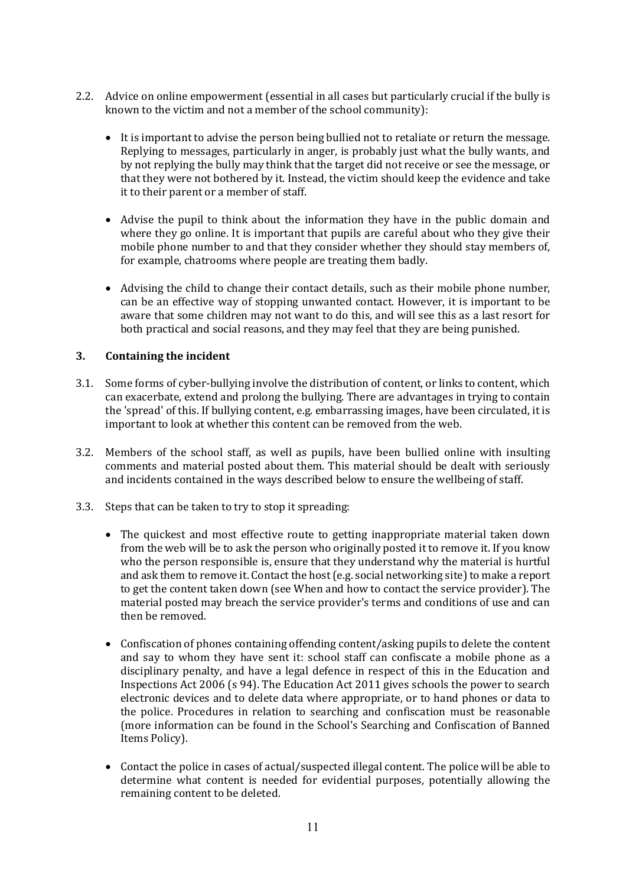2.2. Advice on online empowerment (essential in all cases but particularly crucial if the bully is known to the victim and not a member of the school community):

- It is important to advise the person being bullied not to retaliate or return the message. Replying to messages, particularly in anger, is probably just what the bully wants, and by not replying the bully may think that the target did not receive or see the message, or that they were not bothered by it. Instead, the victim should keep the evidence and take it to their parent or a member of staff.
- Advise the pupil to think about the information they have in the public domain and where they go online. It is important that pupils are careful about who they give their mobile phone number to and that they consider whether they should stay members of, for example, chatrooms where people are treating them badly.
- Advising the child to change their contact details, such as their mobile phone number, can be an effective way of stopping unwanted contact. However, it is important to be aware that some children may not want to do this, and will see this as a last resort for both practical and social reasons, and they may feel that they are being punished.

## 3. Containing the incident

3.1. Some forms of cyber-bullying involve the distribution of content, or links to content, which can exacerbate, extend and prolong the bullying. There are advantages in trying to contain the 'spread' of this. If bullying content, e.g. embarrassing images, have been circulated, it is important to look at whether this content can be removed from the web.

3.2. Members of the school staff, as well as pupils, have been bullied online with insulting comments and material posted about them. This material should be dealt with seriously and incidents contained in the ways described below to ensure the wellbeing of staff.

3.3. Steps that can be taken to try to stop it spreading:

- The quickest and most effective route to getting inappropriate material taken down from the web will be to ask the person who originally posted it to remove it. If you know who the person responsible is, ensure that they understand why the material is hurtful and ask them to remove it. Contact the host (e.g. social networking site) to make a report to get the content taken down (see When and how to contact the service provider). The material posted may breach the service provider's terms and conditions of use and can then be removed.
- Confiscation of phones containing offending content/asking pupils to delete the content and say to whom they have sent it: school staff can confiscate a mobile phone as a disciplinary penalty, and have a legal defence in respect of this in the Education and Inspections Act 2006 (s 94). The Education Act 2011 gives schools the power to search electronic devices and to delete data where appropriate, or to hand phones or data to the police. Procedures in relation to searching and confiscation must be reasonable (more information can be found in the School's Searching and Confiscation of Banned Items Policy).
- Contact the police in cases of actual/suspected illegal content. The police will be able to determine what content is needed for evidential purposes, potentially allowing the remaining content to be deleted.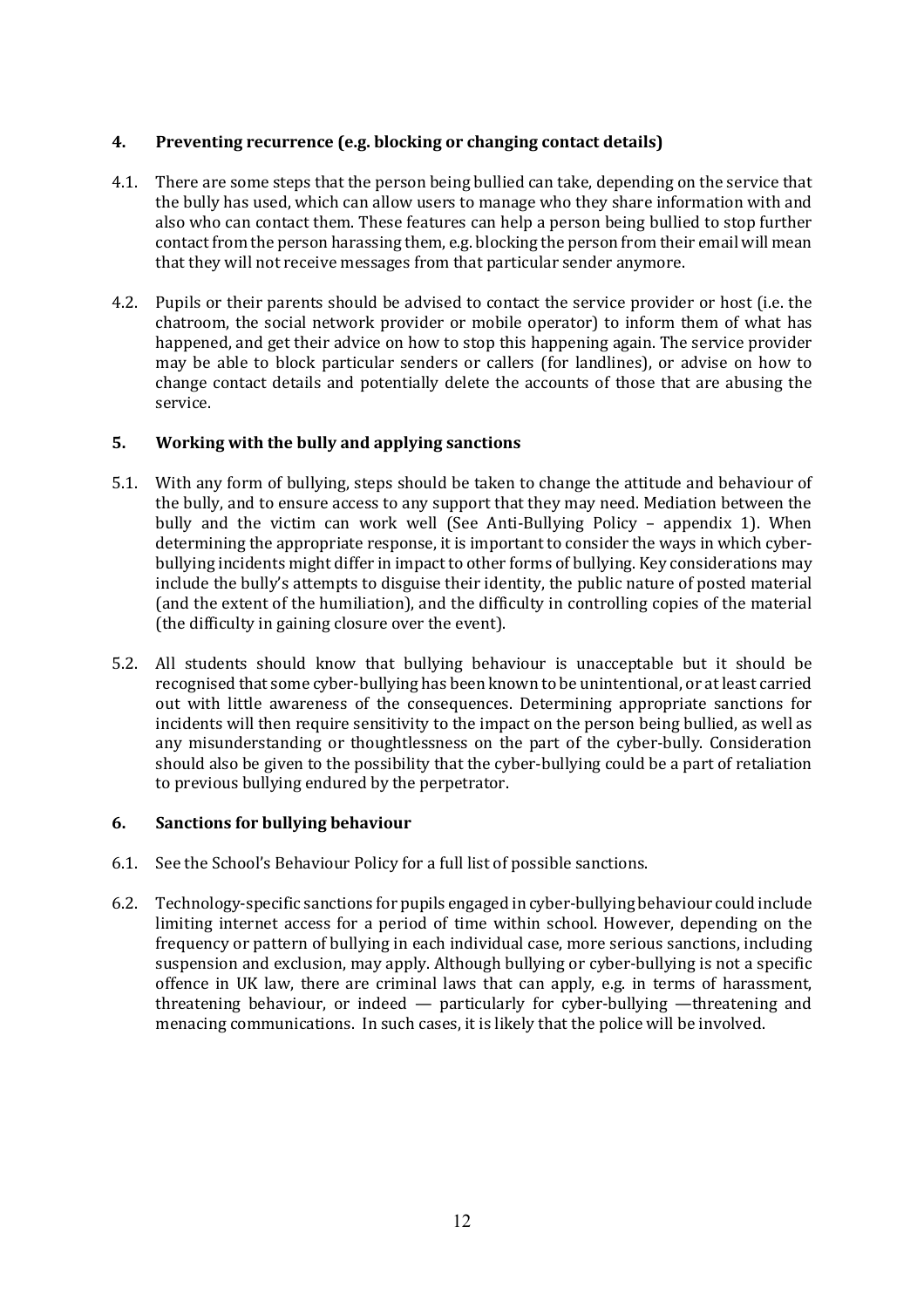## 4. Preventing recurrence (e.g. blocking or changing contact details)

4.1. There are some steps that the person being bullied can take, depending on the service that the bully has used, which can allow users to manage who they share information with and also who can contact them. These features can help a person being bullied to stop further contact from the person harassing them, e.g. blocking the person from their email will mean that they will not receive messages from that particular sender anymore.

4.2. Pupils or their parents should be advised to contact the service provider or host (i.e. the chatroom, the social network provider or mobile operator) to inform them of what has happened, and get their advice on how to stop this happening again. The service provider may be able to block particular senders or callers (for landlines), or advise on how to change contact details and potentially delete the accounts of those that are abusing the service.

## 5. Working with the bully and applying sanctions

5.1. With any form of bullying, steps should be taken to change the attitude and behaviour of the bully, and to ensure access to any support that they may need. Mediation between the bully and the victim can work well (See Anti-Bullying Policy – appendix 1). When determining the appropriate response, it is important to consider the ways in which cyber-bullying incidents might differ in impact to other forms of bullying. Key considerations may include the bully's attempts to disguise their identity, the public nature of posted material (and the extent of the humiliation), and the difficulty in controlling copies of the material (the difficulty in gaining closure over the event).

5.2. All students should know that bullying behaviour is unacceptable but it should be recognised that some cyber-bullying has been known to be unintentional, or at least carried out with little awareness of the consequences. Determining appropriate sanctions for incidents will then require sensitivity to the impact on the person being bullied, as well as any misunderstanding or thoughtlessness on the part of the cyber-bully. Consideration should also be given to the possibility that the cyber-bullying could be a part of retaliation to previous bullying endured by the perpetrator.

## 6. Sanctions for bullying behaviour

6.1. See the School's Behaviour Policy for a full list of possible sanctions.

6.2. Technology-specific sanctions for pupils engaged in cyber-bullying behaviour could include limiting internet access for a period of time within school. However, depending on the frequency or pattern of bullying in each individual case, more serious sanctions, including suspension and exclusion, may apply. Although bullying or cyber-bullying is not a specific offence in UK law, there are criminal laws that can apply, e.g. in terms of harassment, threatening behaviour, or indeed — particularly for cyber-bullying —threatening and menacing communications. In such cases, it is likely that the police will be involved.